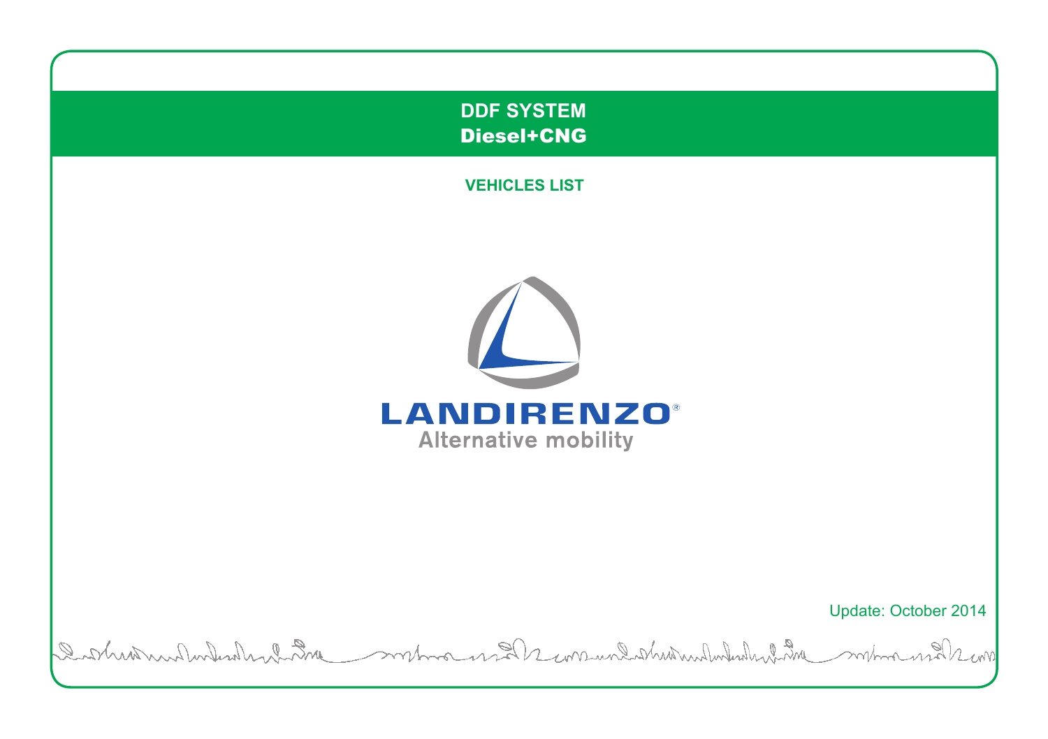# DDF SYSTEM
## Diesel+CNG

### VEHICLES LIST

LANDIRENZO®

Alternative mobility

Update: October 2014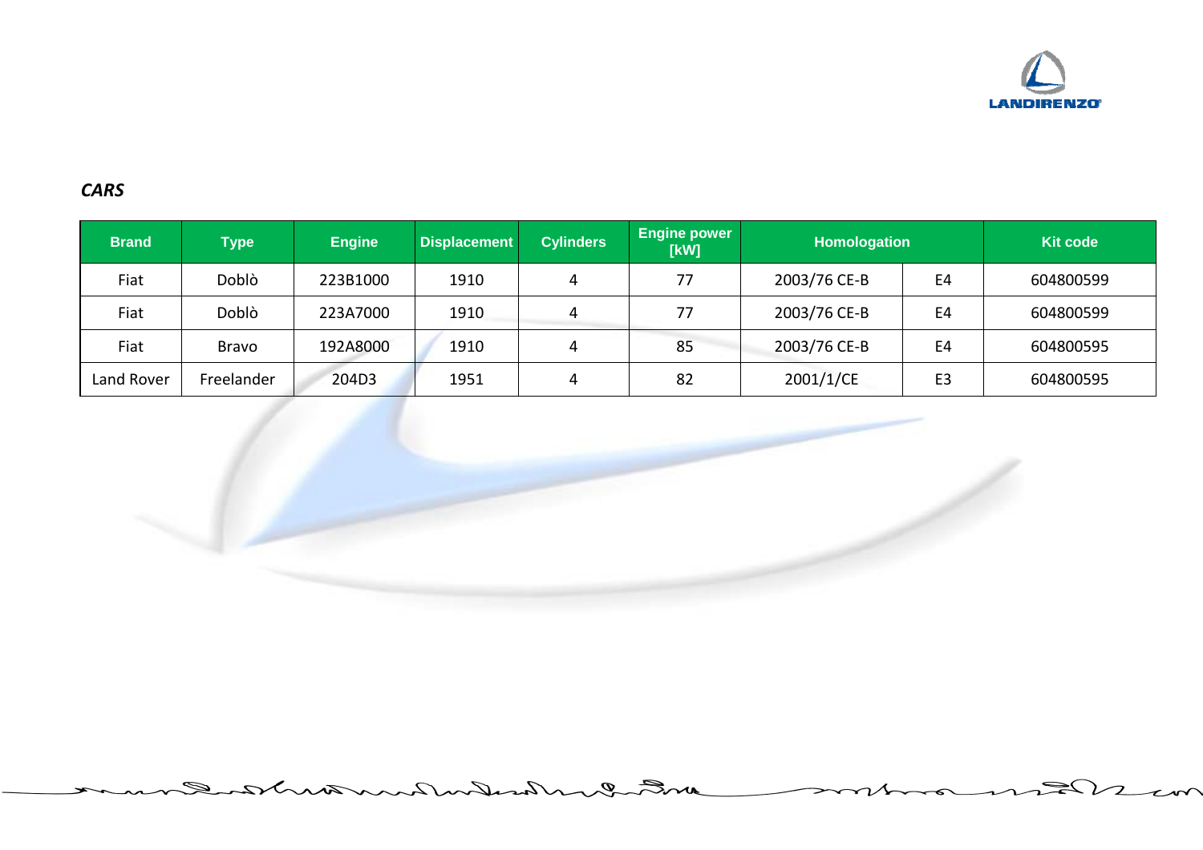***CARS***

| Brand | Type | Engine | Displacement | Cylinders | Engine power [kW] | Homologation | | Kit code |
|---|---|---|---|---|---|---|---|---|
| Fiat | Doblò | 223B1000 | 1910 | 4 | 77 | 2003/76 CE-B | E4 | 604800599 |
| Fiat | Doblò | 223A7000 | 1910 | 4 | 77 | 2003/76 CE-B | E4 | 604800599 |
| Fiat | Bravo | 192A8000 | 1910 | 4 | 85 | 2003/76 CE-B | E4 | 604800595 |
| Land Rover | Freelander | 204D3 | 1951 | 4 | 82 | 2001/1/CE | E3 | 604800595 |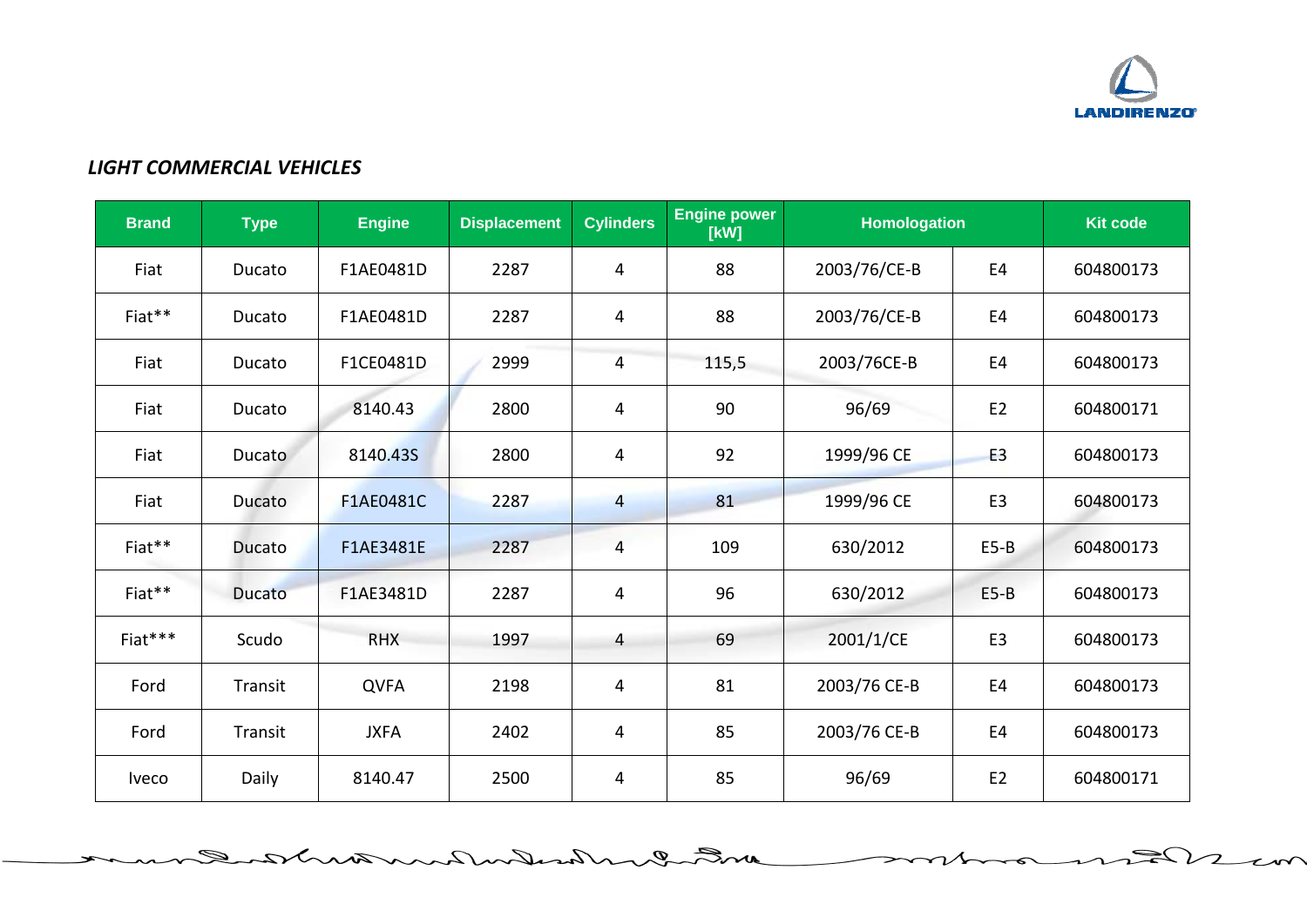*LIGHT COMMERCIAL VEHICLES*

| Brand | Type | Engine | Displacement | Cylinders | Engine power [kW] | Homologation | | Kit code |
|---|---|---|---|---|---|---|---|---|
| Fiat | Ducato | F1AE0481D | 2287 | 4 | 88 | 2003/76/CE-B | E4 | 604800173 |
| Fiat** | Ducato | F1AE0481D | 2287 | 4 | 88 | 2003/76/CE-B | E4 | 604800173 |
| Fiat | Ducato | F1CE0481D | 2999 | 4 | 115,5 | 2003/76CE-B | E4 | 604800173 |
| Fiat | Ducato | 8140.43 | 2800 | 4 | 90 | 96/69 | E2 | 604800171 |
| Fiat | Ducato | 8140.43S | 2800 | 4 | 92 | 1999/96 CE | E3 | 604800173 |
| Fiat | Ducato | F1AE0481C | 2287 | 4 | 81 | 1999/96 CE | E3 | 604800173 |
| Fiat** | Ducato | F1AE3481E | 2287 | 4 | 109 | 630/2012 | E5-B | 604800173 |
| Fiat** | Ducato | F1AE3481D | 2287 | 4 | 96 | 630/2012 | E5-B | 604800173 |
| Fiat*** | Scudo | RHX | 1997 | 4 | 69 | 2001/1/CE | E3 | 604800173 |
| Ford | Transit | QVFA | 2198 | 4 | 81 | 2003/76 CE-B | E4 | 604800173 |
| Ford | Transit | JXFA | 2402 | 4 | 85 | 2003/76 CE-B | E4 | 604800173 |
| Iveco | Daily | 8140.47 | 2500 | 4 | 85 | 96/69 | E2 | 604800171 |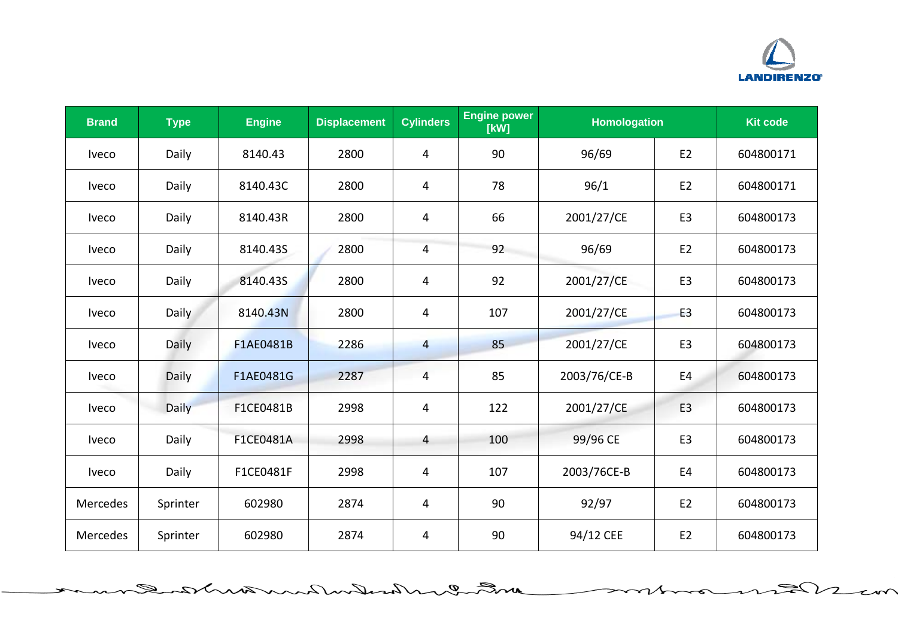| Brand | Type | Engine | Displacement | Cylinders | Engine power [kW] | Homologation | | Kit code |
|---|---|---|---|---|---|---|---|---|
| Iveco | Daily | 8140.43 | 2800 | 4 | 90 | 96/69 | E2 | 604800171 |
| Iveco | Daily | 8140.43C | 2800 | 4 | 78 | 96/1 | E2 | 604800171 |
| Iveco | Daily | 8140.43R | 2800 | 4 | 66 | 2001/27/CE | E3 | 604800173 |
| Iveco | Daily | 8140.43S | 2800 | 4 | 92 | 96/69 | E2 | 604800173 |
| Iveco | Daily | 8140.43S | 2800 | 4 | 92 | 2001/27/CE | E3 | 604800173 |
| Iveco | Daily | 8140.43N | 2800 | 4 | 107 | 2001/27/CE | E3 | 604800173 |
| Iveco | Daily | F1AE0481B | 2286 | 4 | 85 | 2001/27/CE | E3 | 604800173 |
| Iveco | Daily | F1AE0481G | 2287 | 4 | 85 | 2003/76/CE-B | E4 | 604800173 |
| Iveco | Daily | F1CE0481B | 2998 | 4 | 122 | 2001/27/CE | E3 | 604800173 |
| Iveco | Daily | F1CE0481A | 2998 | 4 | 100 | 99/96 CE | E3 | 604800173 |
| Iveco | Daily | F1CE0481F | 2998 | 4 | 107 | 2003/76CE-B | E4 | 604800173 |
| Mercedes | Sprinter | 602980 | 2874 | 4 | 90 | 92/97 | E2 | 604800173 |
| Mercedes | Sprinter | 602980 | 2874 | 4 | 90 | 94/12 CEE | E2 | 604800173 |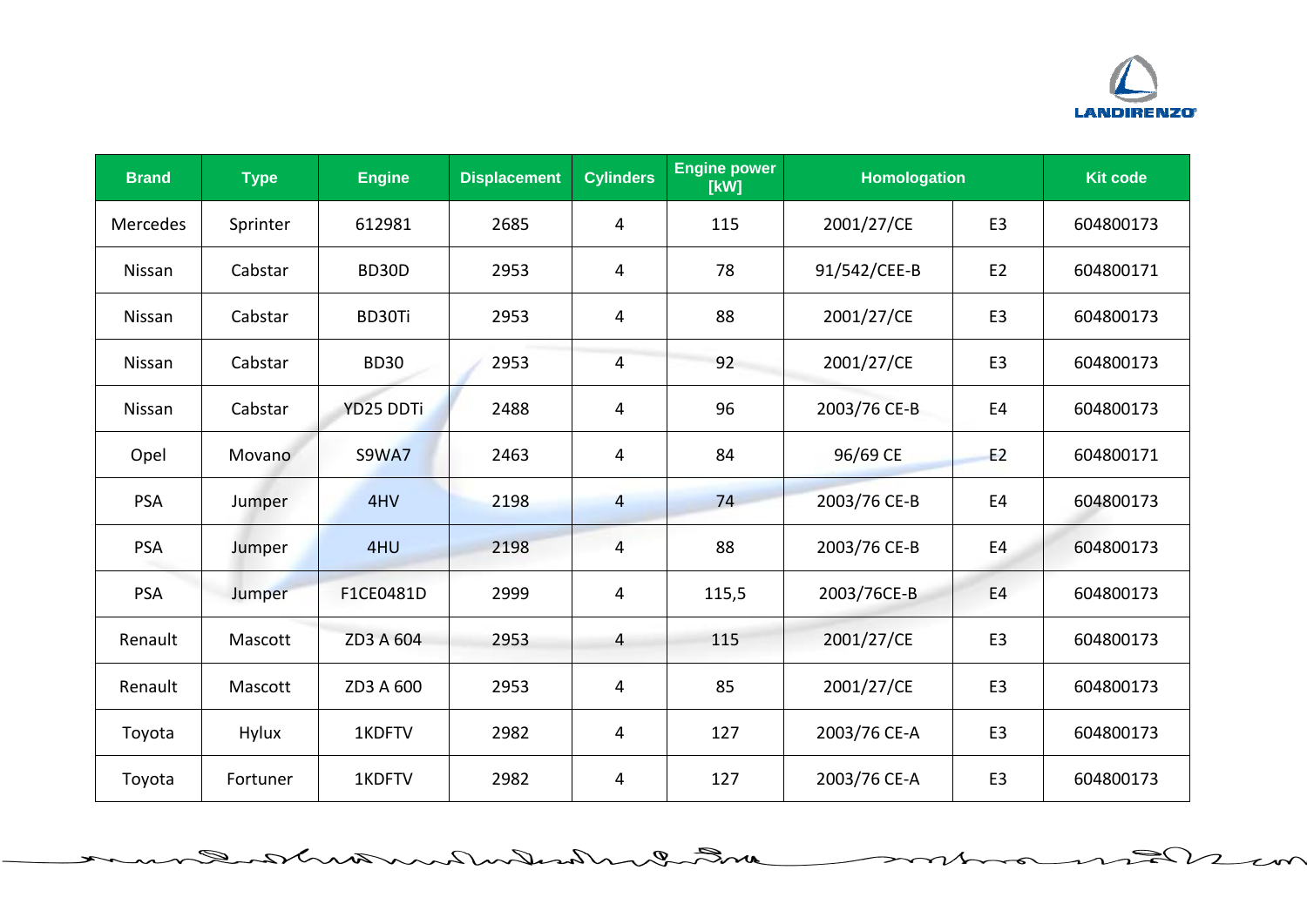| Brand | Type | Engine | Displacement | Cylinders | Engine power [kW] | Homologation | | Kit code |
|---|---|---|---|---|---|---|---|---|
| Mercedes | Sprinter | 612981 | 2685 | 4 | 115 | 2001/27/CE | E3 | 604800173 |
| Nissan | Cabstar | BD30D | 2953 | 4 | 78 | 91/542/CEE-B | E2 | 604800171 |
| Nissan | Cabstar | BD30Ti | 2953 | 4 | 88 | 2001/27/CE | E3 | 604800173 |
| Nissan | Cabstar | BD30 | 2953 | 4 | 92 | 2001/27/CE | E3 | 604800173 |
| Nissan | Cabstar | YD25 DDTi | 2488 | 4 | 96 | 2003/76 CE-B | E4 | 604800173 |
| Opel | Movano | S9WA7 | 2463 | 4 | 84 | 96/69 CE | E2 | 604800171 |
| PSA | Jumper | 4HV | 2198 | 4 | 74 | 2003/76 CE-B | E4 | 604800173 |
| PSA | Jumper | 4HU | 2198 | 4 | 88 | 2003/76 CE-B | E4 | 604800173 |
| PSA | Jumper | F1CE0481D | 2999 | 4 | 115,5 | 2003/76CE-B | E4 | 604800173 |
| Renault | Mascott | ZD3 A 604 | 2953 | 4 | 115 | 2001/27/CE | E3 | 604800173 |
| Renault | Mascott | ZD3 A 600 | 2953 | 4 | 85 | 2001/27/CE | E3 | 604800173 |
| Toyota | Hylux | 1KDFTV | 2982 | 4 | 127 | 2003/76 CE-A | E3 | 604800173 |
| Toyota | Fortuner | 1KDFTV | 2982 | 4 | 127 | 2003/76 CE-A | E3 | 604800173 |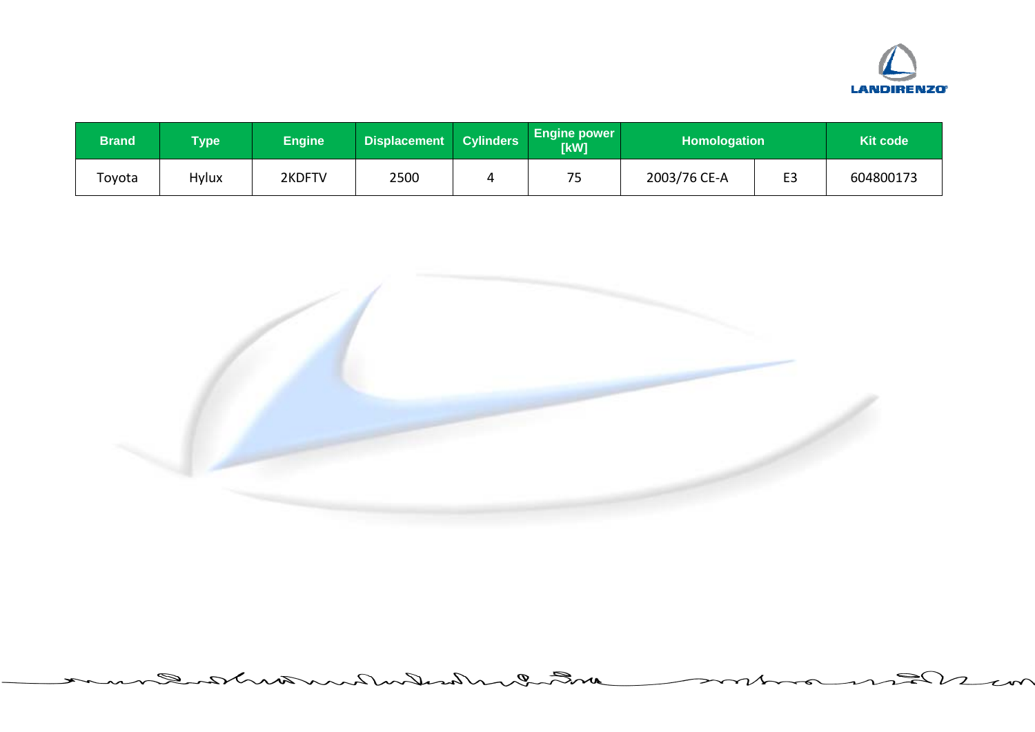| Brand | Type | Engine | Displacement | Cylinders | Engine power [kW] | Homologation | | Kit code |
|---|---|---|---|---|---|---|---|---|
| Toyota | Hylux | 2KDFTV | 2500 | 4 | 75 | 2003/76 CE-A | E3 | 604800173 |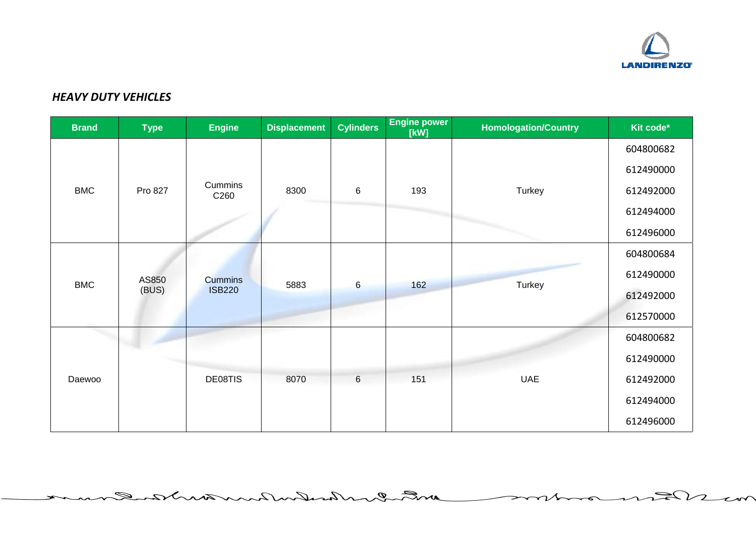*HEAVY DUTY VEHICLES*

| Brand | Type | Engine | Displacement | Cylinders | Engine power [kW] | Homologation/Country | Kit code* |
|---|---|---|---|---|---|---|---|
| BMC | Pro 827 | Cummins C260 | 8300 | 6 | 193 | Turkey | 604800682 |
| | | | | | | | 612490000 |
| | | | | | | | 612492000 |
| | | | | | | | 612494000 |
| | | | | | | | 612496000 |
| BMC | AS850 (BUS) | Cummins ISB220 | 5883 | 6 | 162 | Turkey | 604800684 |
| | | | | | | | 612490000 |
| | | | | | | | 612492000 |
| | | | | | | | 612570000 |
| Daewoo | | DE08TIS | 8070 | 6 | 151 | UAE | 604800682 |
| | | | | | | | 612490000 |
| | | | | | | | 612492000 |
| | | | | | | | 612494000 |
| | | | | | | | 612496000 |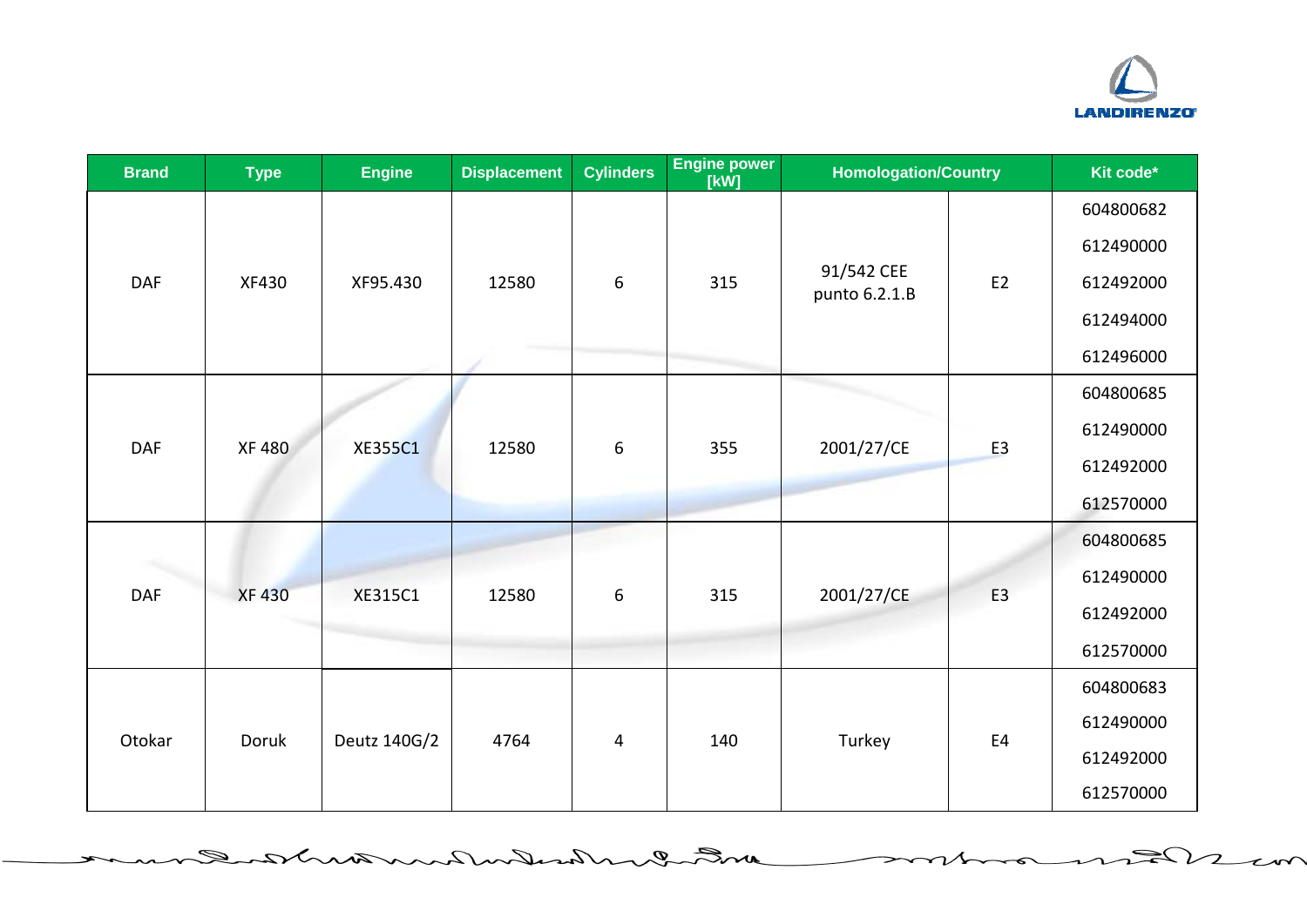| Brand | Type | Engine | Displacement | Cylinders | Engine power [kW] | Homologation/Country | | Kit code* |
|---|---|---|---|---|---|---|---|---|
| DAF | XF430 | XF95.430 | 12580 | 6 | 315 | 91/542 CEE punto 6.2.1.B | E2 | 604800682 |
| | | | | | | | | 612490000 |
| | | | | | | | | 612492000 |
| | | | | | | | | 612494000 |
| | | | | | | | | 612496000 |
| DAF | XF 480 | XE355C1 | 12580 | 6 | 355 | 2001/27/CE | E3 | 604800685 |
| | | | | | | | | 612490000 |
| | | | | | | | | 612492000 |
| | | | | | | | | 612570000 |
| DAF | XF 430 | XE315C1 | 12580 | 6 | 315 | 2001/27/CE | E3 | 604800685 |
| | | | | | | | | 612490000 |
| | | | | | | | | 612492000 |
| | | | | | | | | 612570000 |
| Otokar | Doruk | Deutz 140G/2 | 4764 | 4 | 140 | Turkey | E4 | 604800683 |
| | | | | | | | | 612490000 |
| | | | | | | | | 612492000 |
| | | | | | | | | 612570000 |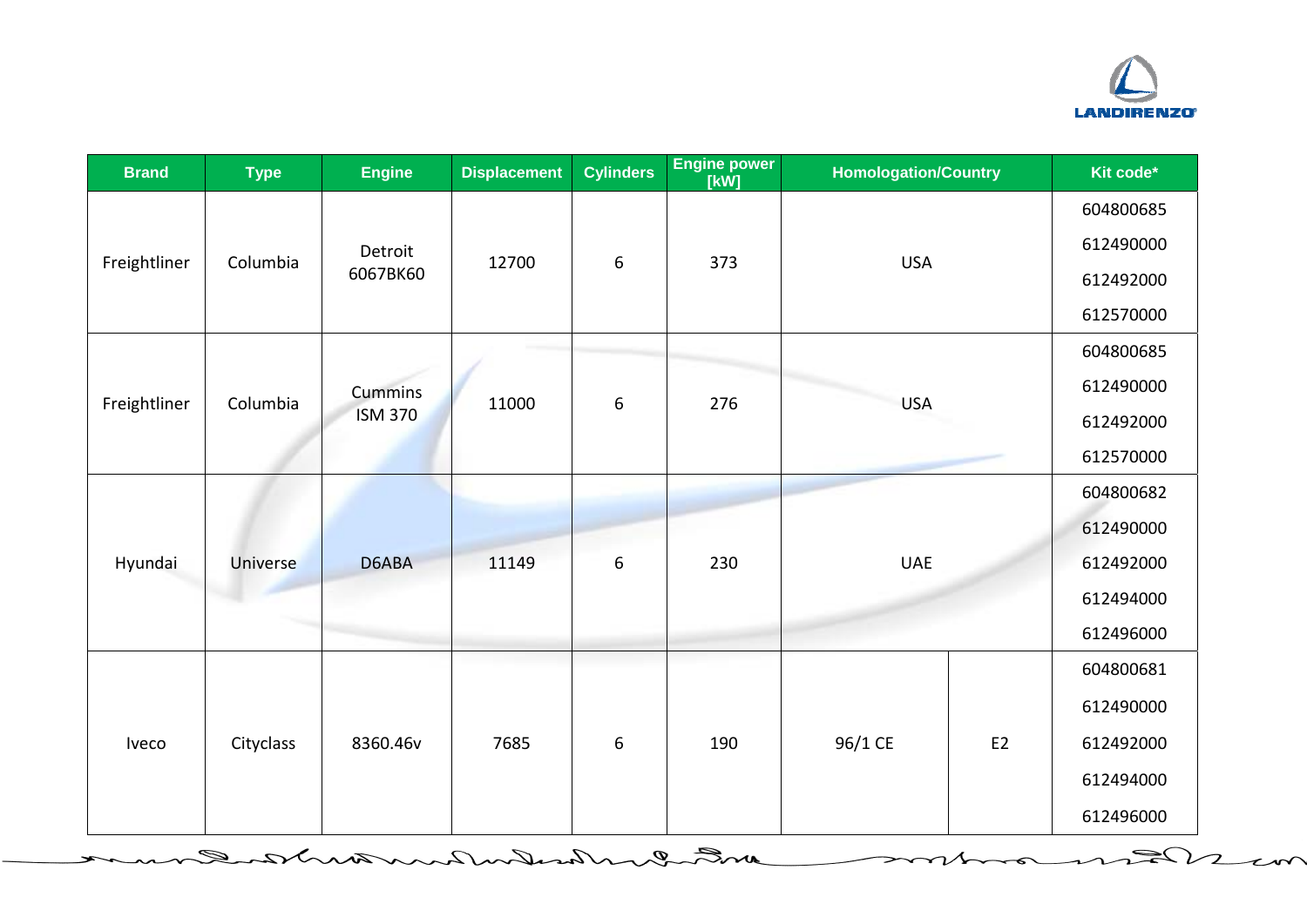| Brand | Type | Engine | Displacement | Cylinders | Engine power [kW] | Homologation/Country | | Kit code* |
|---|---|---|---|---|---|---|---|---|
| Freightliner | Columbia | Detroit 6067BK60 | 12700 | 6 | 373 | USA | | 604800685 |
| | | | | | | | | 612490000 |
| | | | | | | | | 612492000 |
| | | | | | | | | 612570000 |
| Freightliner | Columbia | Cummins ISM 370 | 11000 | 6 | 276 | USA | | 604800685 |
| | | | | | | | | 612490000 |
| | | | | | | | | 612492000 |
| | | | | | | | | 612570000 |
| Hyundai | Universe | D6ABA | 11149 | 6 | 230 | UAE | | 604800682 |
| | | | | | | | | 612490000 |
| | | | | | | | | 612492000 |
| | | | | | | | | 612494000 |
| | | | | | | | | 612496000 |
| Iveco | Cityclass | 8360.46v | 7685 | 6 | 190 | 96/1 CE | E2 | 604800681 |
| | | | | | | | | 612490000 |
| | | | | | | | | 612492000 |
| | | | | | | | | 612494000 |
| | | | | | | | | 612496000 |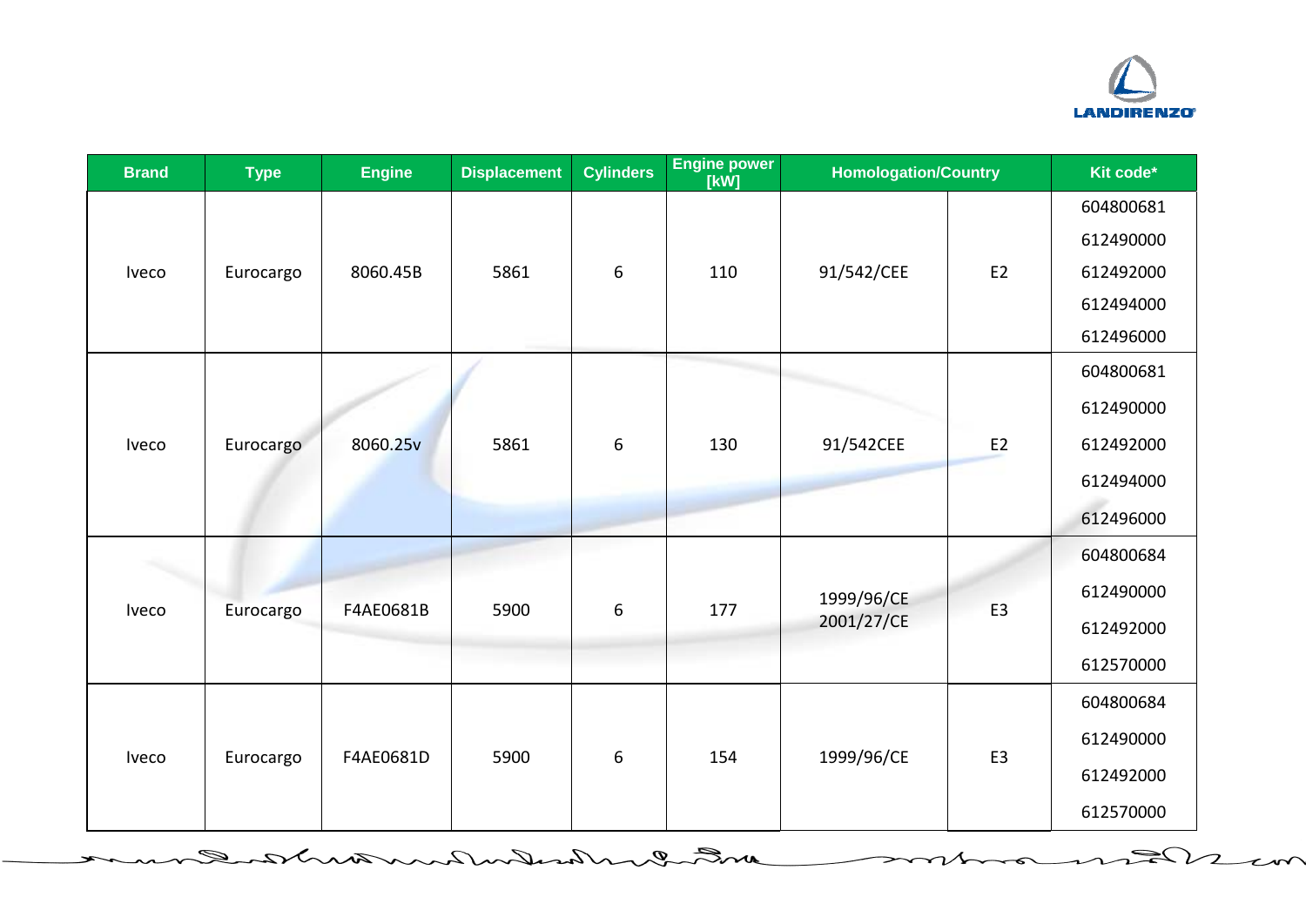| Brand | Type | Engine | Displacement | Cylinders | Engine power [kW] | Homologation/Country | | Kit code* |
|---|---|---|---|---|---|---|---|---|
| Iveco | Eurocargo | 8060.45B | 5861 | 6 | 110 | 91/542/CEE | E2 | 604800681<br>612490000<br>612492000<br>612494000<br>612496000 |
| Iveco | Eurocargo | 8060.25v | 5861 | 6 | 130 | 91/542CEE | E2 | 604800681<br>612490000<br>612492000<br>612494000<br>612496000 |
| Iveco | Eurocargo | F4AE0681B | 5900 | 6 | 177 | 1999/96/CE<br>2001/27/CE | E3 | 604800684<br>612490000<br>612492000<br>612570000 |
| Iveco | Eurocargo | F4AE0681D | 5900 | 6 | 154 | 1999/96/CE | E3 | 604800684<br>612490000<br>612492000<br>612570000 |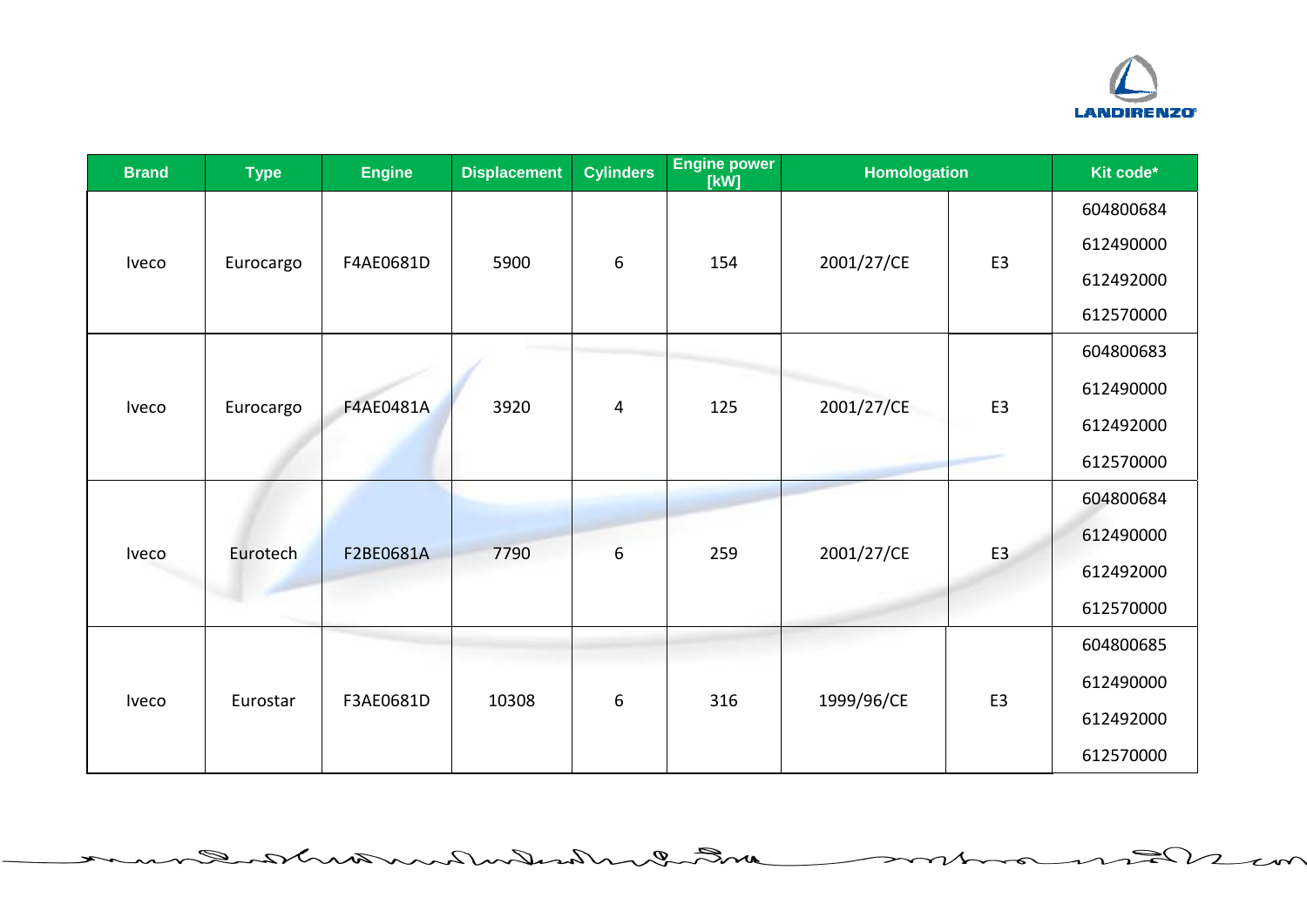| Brand | Type | Engine | Displacement | Cylinders | Engine power [kW] | Homologation | | Kit code* |
|---|---|---|---|---|---|---|---|---|
| Iveco | Eurocargo | F4AE0681D | 5900 | 6 | 154 | 2001/27/CE | E3 | 604800684<br>612490000<br>612492000<br>612570000 |
| Iveco | Eurocargo | F4AE0481A | 3920 | 4 | 125 | 2001/27/CE | E3 | 604800683<br>612490000<br>612492000<br>612570000 |
| Iveco | Eurotech | F2BE0681A | 7790 | 6 | 259 | 2001/27/CE | E3 | 604800684<br>612490000<br>612492000<br>612570000 |
| Iveco | Eurostar | F3AE0681D | 10308 | 6 | 316 | 1999/96/CE | E3 | 604800685<br>612490000<br>612492000<br>612570000 |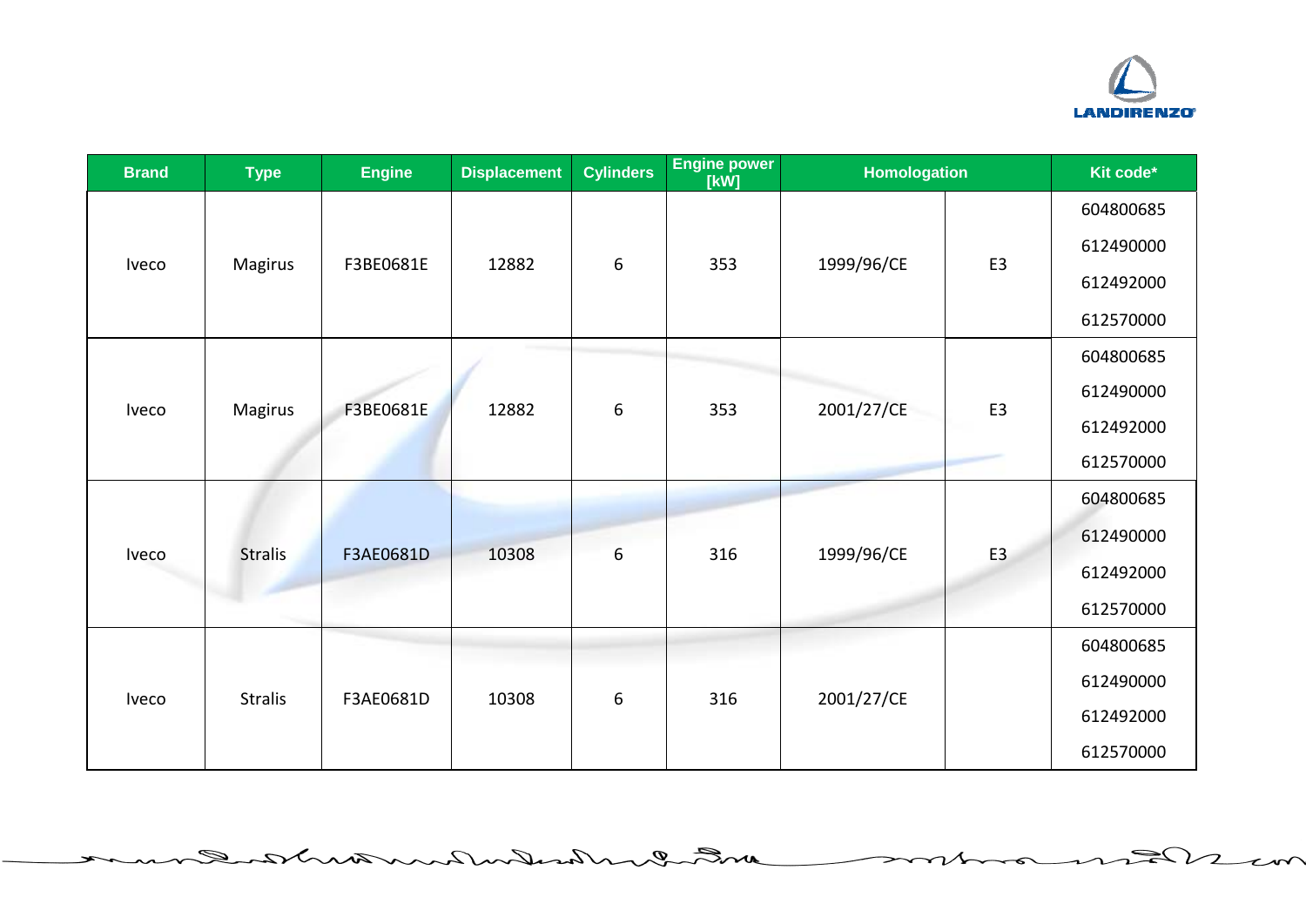| Brand | Type | Engine | Displacement | Cylinders | Engine power [kW] | Homologation | | Kit code* |
|---|---|---|---|---|---|---|---|---|
| Iveco | Magirus | F3BE0681E | 12882 | 6 | 353 | 1999/96/CE | E3 | 604800685<br>612490000<br>612492000<br>612570000 |
| Iveco | Magirus | F3BE0681E | 12882 | 6 | 353 | 2001/27/CE | E3 | 604800685<br>612490000<br>612492000<br>612570000 |
| Iveco | Stralis | F3AE0681D | 10308 | 6 | 316 | 1999/96/CE | E3 | 604800685<br>612490000<br>612492000<br>612570000 |
| Iveco | Stralis | F3AE0681D | 10308 | 6 | 316 | 2001/27/CE | | 604800685<br>612490000<br>612492000<br>612570000 |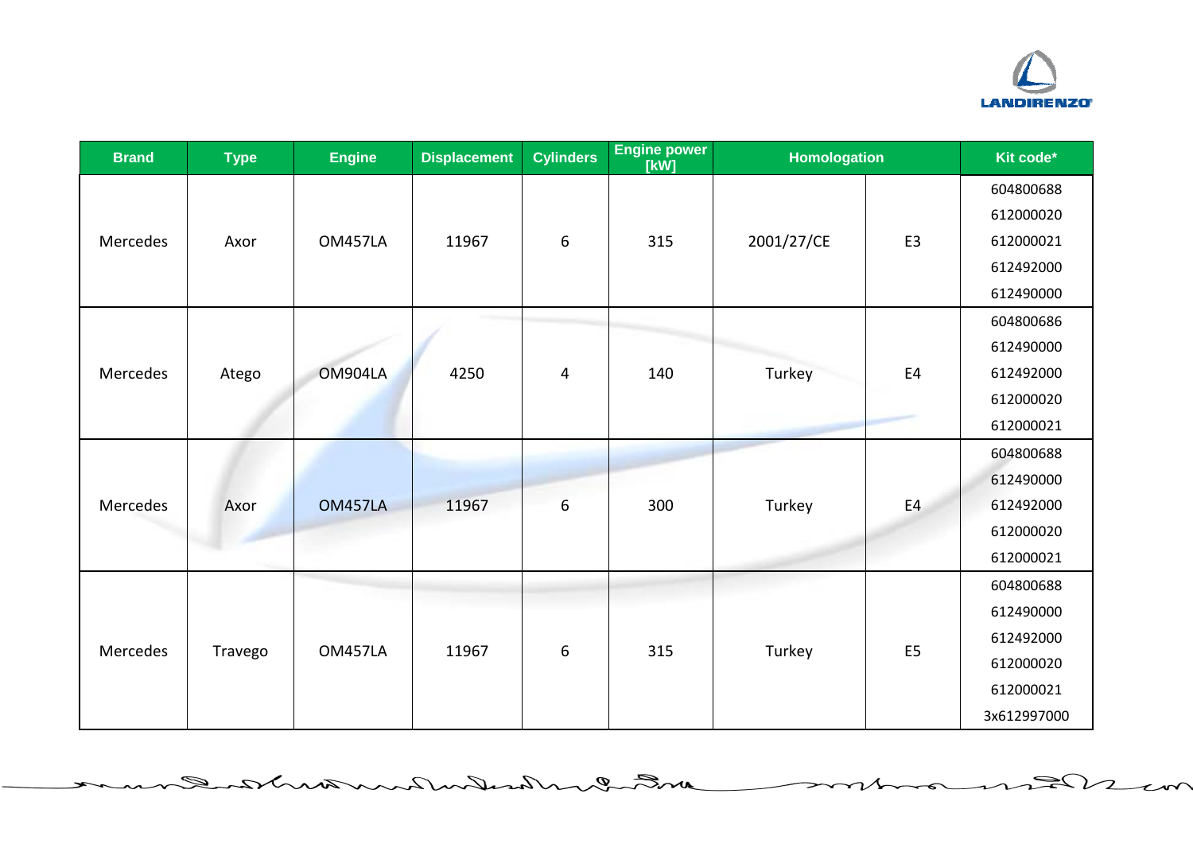| Brand | Type | Engine | Displacement | Cylinders | Engine power [kW] | Homologation | | Kit code* |
|---|---|---|---|---|---|---|---|---|
| Mercedes | Axor | OM457LA | 11967 | 6 | 315 | 2001/27/CE | E3 | 604800688<br>612000020<br>612000021<br>612492000<br>612490000 |
| Mercedes | Atego | OM904LA | 4250 | 4 | 140 | Turkey | E4 | 604800686<br>612490000<br>612492000<br>612000020<br>612000021 |
| Mercedes | Axor | OM457LA | 11967 | 6 | 300 | Turkey | E4 | 604800688<br>612490000<br>612492000<br>612000020<br>612000021 |
| Mercedes | Travego | OM457LA | 11967 | 6 | 315 | Turkey | E5 | 604800688<br>612490000<br>612492000<br>612000020<br>612000021<br>3x612997000 |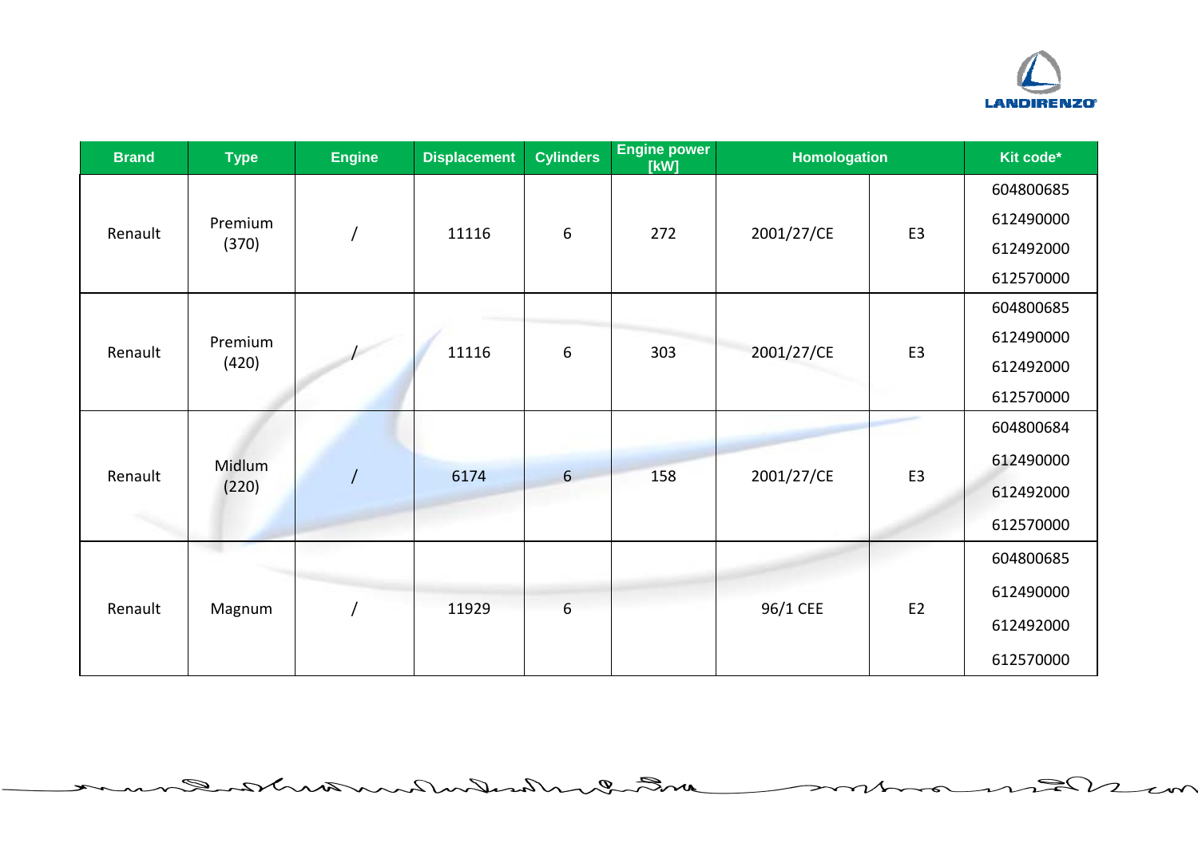| Brand | Type | Engine | Displacement | Cylinders | Engine power [kW] | Homologation | | Kit code* |
|---|---|---|---|---|---|---|---|---|
| Renault | Premium (370) | / | 11116 | 6 | 272 | 2001/27/CE | E3 | 604800685<br>612490000<br>612492000<br>612570000 |
| Renault | Premium (420) | / | 11116 | 6 | 303 | 2001/27/CE | E3 | 604800685<br>612490000<br>612492000<br>612570000 |
| Renault | Midlum (220) | / | 6174 | 6 | 158 | 2001/27/CE | E3 | 604800684<br>612490000<br>612492000<br>612570000 |
| Renault | Magnum | / | 11929 | 6 | | 96/1 CEE | E2 | 604800685<br>612490000<br>612492000<br>612570000 |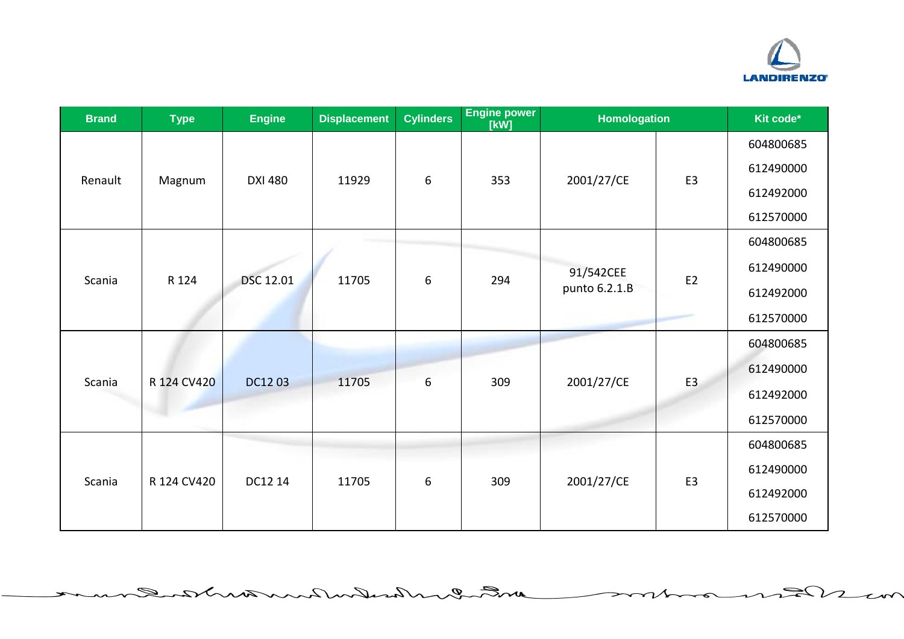| Brand | Type | Engine | Displacement | Cylinders | Engine power [kW] | Homologation | | Kit code* |
|---|---|---|---|---|---|---|---|---|
| Renault | Magnum | DXI 480 | 11929 | 6 | 353 | 2001/27/CE | E3 | 604800685<br>612490000<br>612492000<br>612570000 |
| Scania | R 124 | DSC 12.01 | 11705 | 6 | 294 | 91/542CEE punto 6.2.1.B | E2 | 604800685<br>612490000<br>612492000<br>612570000 |
| Scania | R 124 CV420 | DC12 03 | 11705 | 6 | 309 | 2001/27/CE | E3 | 604800685<br>612490000<br>612492000<br>612570000 |
| Scania | R 124 CV420 | DC12 14 | 11705 | 6 | 309 | 2001/27/CE | E3 | 604800685<br>612490000<br>612492000<br>612570000 |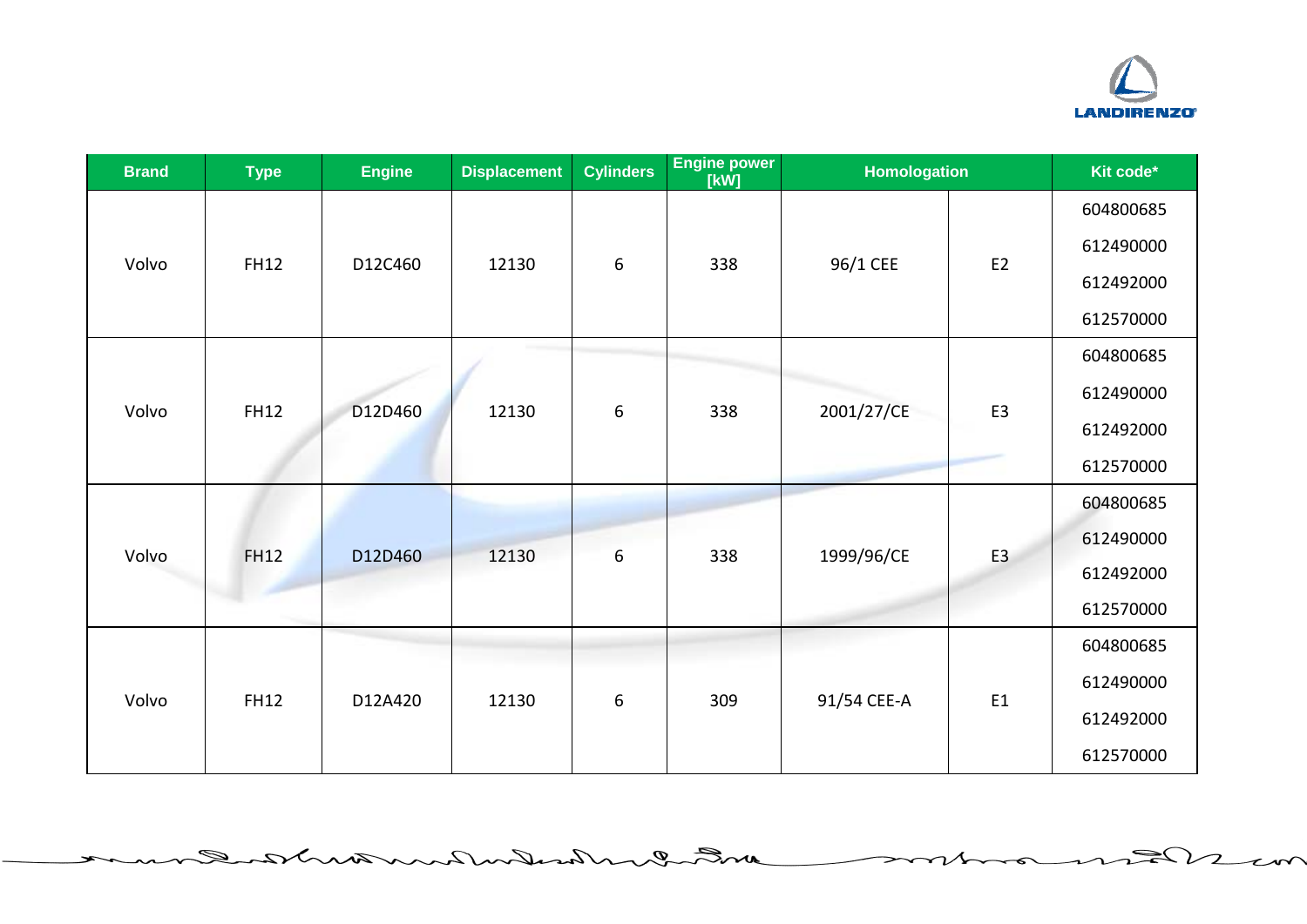| Brand | Type | Engine | Displacement | Cylinders | Engine power [kW] | Homologation | | Kit code* |
|---|---|---|---|---|---|---|---|---|
| Volvo | FH12 | D12C460 | 12130 | 6 | 338 | 96/1 CEE | E2 | 604800685<br>612490000<br>612492000<br>612570000 |
| Volvo | FH12 | D12D460 | 12130 | 6 | 338 | 2001/27/CE | E3 | 604800685<br>612490000<br>612492000<br>612570000 |
| Volvo | FH12 | D12D460 | 12130 | 6 | 338 | 1999/96/CE | E3 | 604800685<br>612490000<br>612492000<br>612570000 |
| Volvo | FH12 | D12A420 | 12130 | 6 | 309 | 91/54 CEE-A | E1 | 604800685<br>612490000<br>612492000<br>612570000 |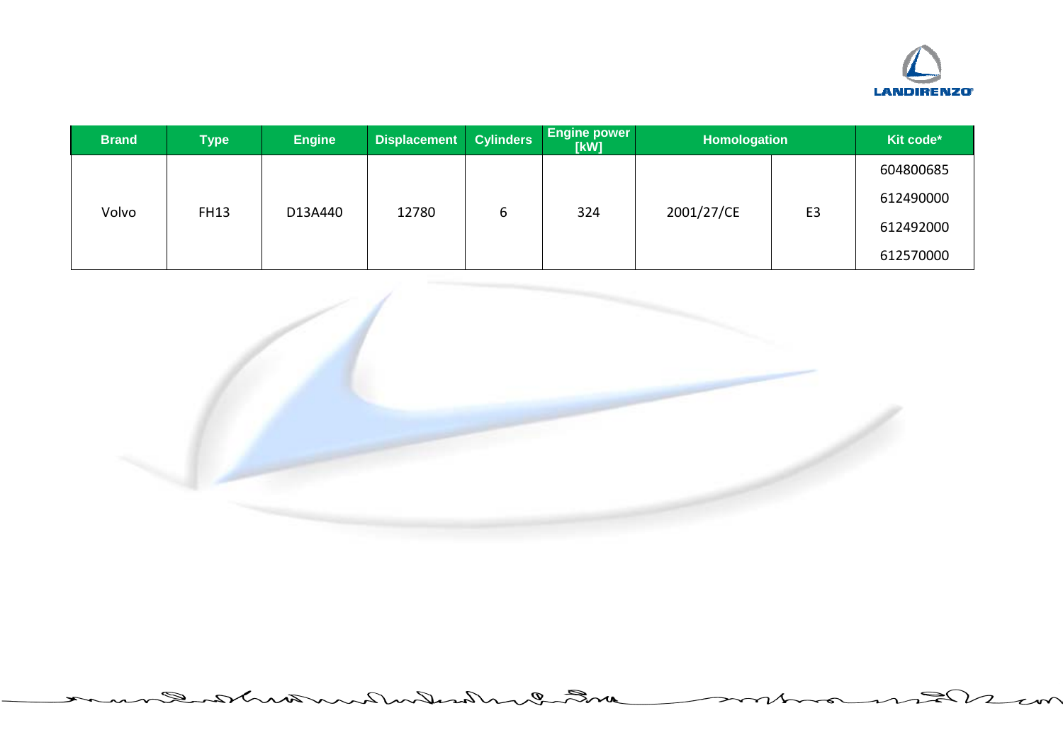| Brand | Type | Engine | Displacement | Cylinders | Engine power [kW] | Homologation | | Kit code* |
|---|---|---|---|---|---|---|---|---|
| Volvo | FH13 | D13A440 | 12780 | 6 | 324 | 2001/27/CE | E3 | 604800685 |
| | | | | | | | | 612490000 |
| | | | | | | | | 612492000 |
| | | | | | | | | 612570000 |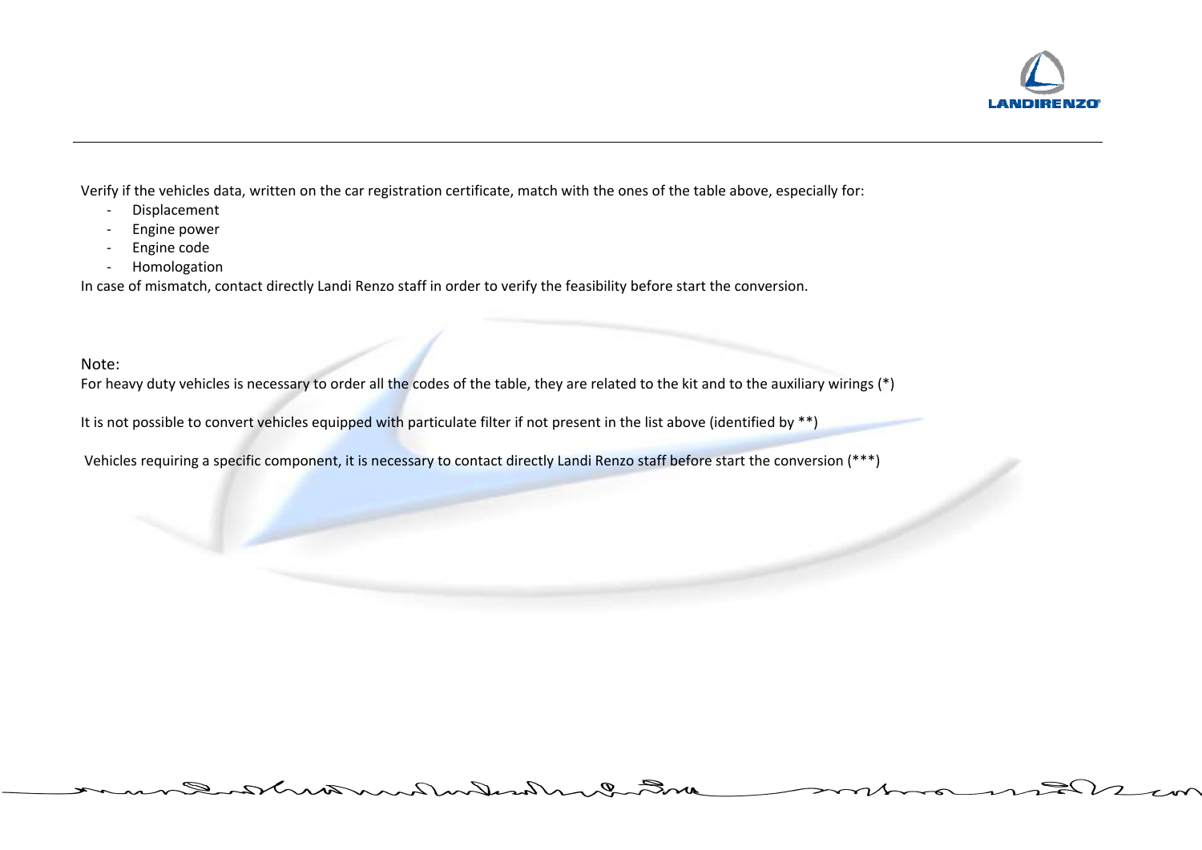Verify if the vehicles data, written on the car registration certificate, match with the ones of the table above, especially for:

- Displacement
- Engine power
- Engine code
- Homologation

In case of mismatch, contact directly Landi Renzo staff in order to verify the feasibility before start the conversion.

Note:

For heavy duty vehicles is necessary to order all the codes of the table, they are related to the kit and to the auxiliary wirings (*)

It is not possible to convert vehicles equipped with particulate filter if not present in the list above (identified by **)

Vehicles requiring a specific component, it is necessary to contact directly Landi Renzo staff before start the conversion (***)